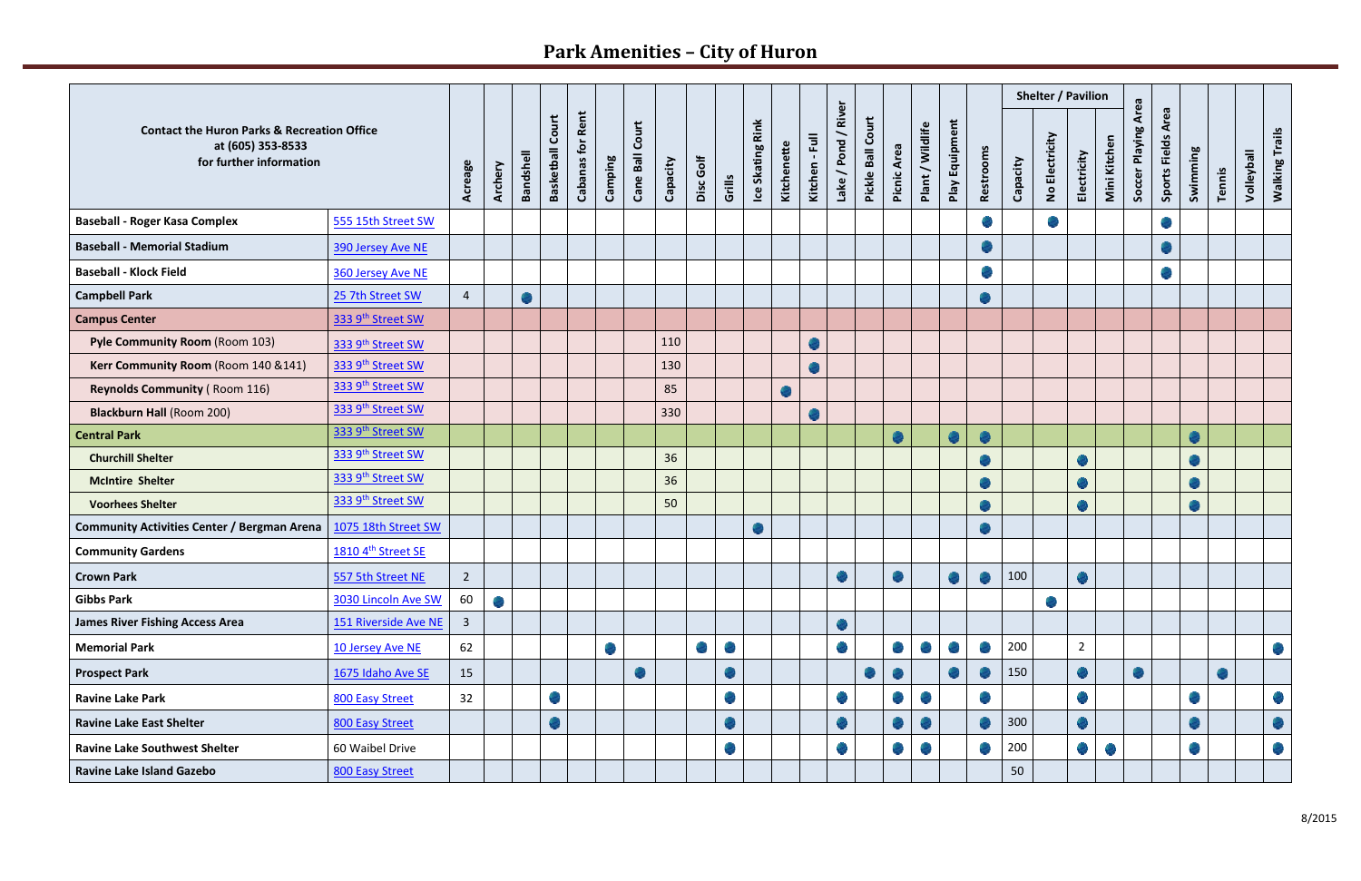# Park Amenities – City of Huron

| Contact the Huron Parks & Recreation Office at (605) 353-8533 for further information | | Acreage | Archery | Bandshell | Basketball Court | Cabanas for Rent | Camping | Cane Ball Court | Capacity | Disc Golf | Grills | Ice Skating Rink | Kitchenette | Kitchen - Full | Lake / Pond / River | Pickle Ball Court | Picnic Area | Plant / Wildlife | Play Equipment | Restrooms | Shelter / Pavilion | | | | Soccer Playing Area | Sports Fields Area | Swimming | Tennis | Volleyball | Walking Trails |
|---|---|---|---|---|---|---|---|---|---|---|---|---|---|---|---|---|---|---|---|---|---|---|---|---|---|---|---|---|---|---|
| | | | | | | | | | | | | | | | | | | | | | Capacity | No Electricity | Electricity | Mini Kitchen | | | | | | |
| **Baseball - Roger Kasa Complex** | 555 15th Street SW | | | | | | | | | | | | | | | | | | | ● | | ● | | | | ● | | | | |
| **Baseball - Memorial Stadium** | 390 Jersey Ave NE | | | | | | | | | | | | | | | | | | | ● | | | | | | ● | | | | |
| **Baseball - Klock Field** | 360 Jersey Ave NE | | | | | | | | | | | | | | | | | | | ● | | | | | | ● | | | | |
| **Campbell Park** | 25 7th Street SW | 4 | | ● | | | | | | | | | | | | | | | | ● | | | | | | | | | | |
| **Campus Center** | 333 9th Street SW | | | | | | | | | | | | | | | | | | | | | | | | | | | | | |
| **Pyle Community Room** (Room 103) | 333 9th Street SW | | | | | | | | 110 | | | | | ● | | | | | | | | | | | | | | | | |
| **Kerr Community Room** (Room 140 &141) | 333 9th Street SW | | | | | | | | 130 | | | | | ● | | | | | | | | | | | | | | | | |
| **Reynolds Community** ( Room 116) | 333 9th Street SW | | | | | | | | 85 | | | | ● | | | | | | | | | | | | | | | | | |
| **Blackburn Hall** (Room 200) | 333 9th Street SW | | | | | | | | 330 | | | | | ● | | | | | | | | | | | | | | | | |
| **Central Park** | 333 9th Street SW | | | | | | | | | | | | | | | | ● | | ● | ● | | | | | | | ● | | | |
| **Churchill Shelter** | 333 9th Street SW | | | | | | | | 36 | | | | | | | | | | | ● | | | ● | | | | ● | | | |
| **McIntire Shelter** | 333 9th Street SW | | | | | | | | 36 | | | | | | | | | | | ● | | | ● | | | | ● | | | |
| **Voorhees Shelter** | 333 9th Street SW | | | | | | | | 50 | | | | | | | | | | | ● | | | ● | | | | ● | | | |
| **Community Activities Center / Bergman Arena** | 1075 18th Street SW | | | | | | | | | | | ● | | | | | | | | ● | | | | | | | | | | |
| **Community Gardens** | 1810 4th Street SE | | | | | | | | | | | | | | | | | | | | | | | | | | | | | |
| **Crown Park** | 557 5th Street NE | 2 | | | | | | | | | | | | | ● | | ● | | ● | ● | 100 | | ● | | | | | | | |
| **Gibbs Park** | 3030 Lincoln Ave SW | 60 | ● | | | | | | | | | | | | | | | | | | | ● | | | | | | | | |
| **James River Fishing Access Area** | 151 Riverside Ave NE | 3 | | | | | | | | | | | | | ● | | | | | | | | | | | | | | | |
| **Memorial Park** | 10 Jersey Ave NE | 62 | | | | | ● | | | ● | ● | | | | ● | | ● | ● | ● | ● | 200 | | 2 | | | | | | | ● |
| **Prospect Park** | 1675 Idaho Ave SE | 15 | | | | | | ● | | | ● | | | | | ● | ● | | ● | ● | 150 | | ● | | ● | | | ● | | |
| **Ravine Lake Park** | 800 Easy Street | 32 | | | ● | | | | | | ● | | | | ● | | ● | ● | | ● | | | ● | | | | ● | | | ● |
| **Ravine Lake East Shelter** | 800 Easy Street | | | | ● | | | | | | ● | | | | ● | | ● | ● | | ● | 300 | | ● | | | | ● | | | ● |
| **Ravine Lake Southwest Shelter** | 60 Waibel Drive | | | | | | | | | | ● | | | | ● | | ● | ● | | ● | 200 | | ● | ● | | | ● | | | ● |
| **Ravine Lake Island Gazebo** | 800 Easy Street | | | | | | | | | | | | | | | | | | | | 50 | | | | | | | | | |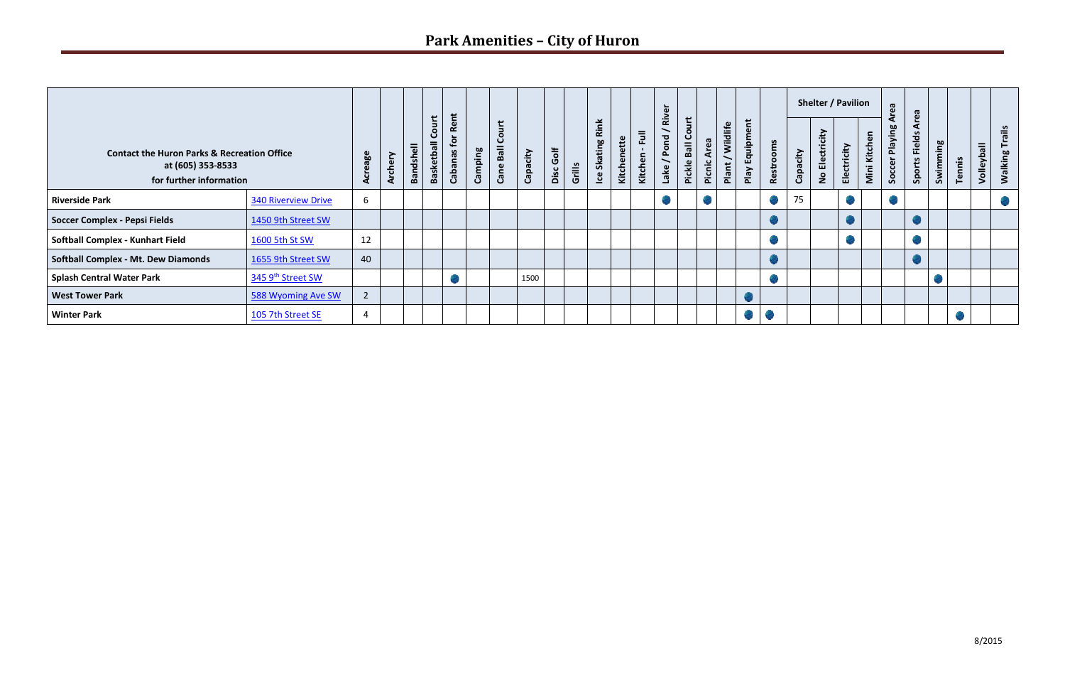# Park Amenities – City of Huron

| Contact the Huron Parks & Recreation Office at (605) 353-8533 for further information | | Acreage | Archery | Bandshell | Basketball Court | Cabanas for Rent | Camping | Cane Ball Court | Capacity | Disc Golf | Grills | Ice Skating Rink | Kitchenette | Kitchen - Full | Lake / Pond / River | Pickle Ball Court | Picnic Area | Plant / Wildlife | Play Equipment | Restrooms | Shelter / Pavilion | | | | Soccer Playing Area | Sports Fields Area | Swimming | Tennis | Volleyball | Walking Trails |
|---|---|---|---|---|---|---|---|---|---|---|---|---|---|---|---|---|---|---|---|---|---|---|---|---|---|---|---|---|---|---|
| | | | | | | | | | | | | | | | | | | | | | Capacity | No Electricity | Electricity | Mini Kitchen | | | | | | |
| **Riverside Park** | 340 Riverview Drive | 6 | | | | | | | | | | | | | ● | | ● | | | ● | 75 | | ● | | ● | | | | | ● |
| **Soccer Complex - Pepsi Fields** | 1450 9th Street SW | | | | | | | | | | | | | | | | | | | ● | | | ● | | | ● | | | | |
| **Softball Complex - Kunhart Field** | 1600 5th St SW | 12 | | | | | | | | | | | | | | | | | | ● | | | ● | | | ● | | | | |
| **Softball Complex - Mt. Dew Diamonds** | 1655 9th Street SW | 40 | | | | | | | | | | | | | | | | | | ● | | | | | | ● | | | | |
| **Splash Central Water Park** | 345 9th Street SW | | | | | ● | | | 1500 | | | | | | | | | | | ● | | | | | | | ● | | | |
| **West Tower Park** | 588 Wyoming Ave SW | 2 | | | | | | | | | | | | | | | | | ● | | | | | | | | | | | |
| **Winter Park** | 105 7th Street SE | 4 | | | | | | | | | | | | | | | | | ● | ● | | | | | | | | ● | | |

8/2015